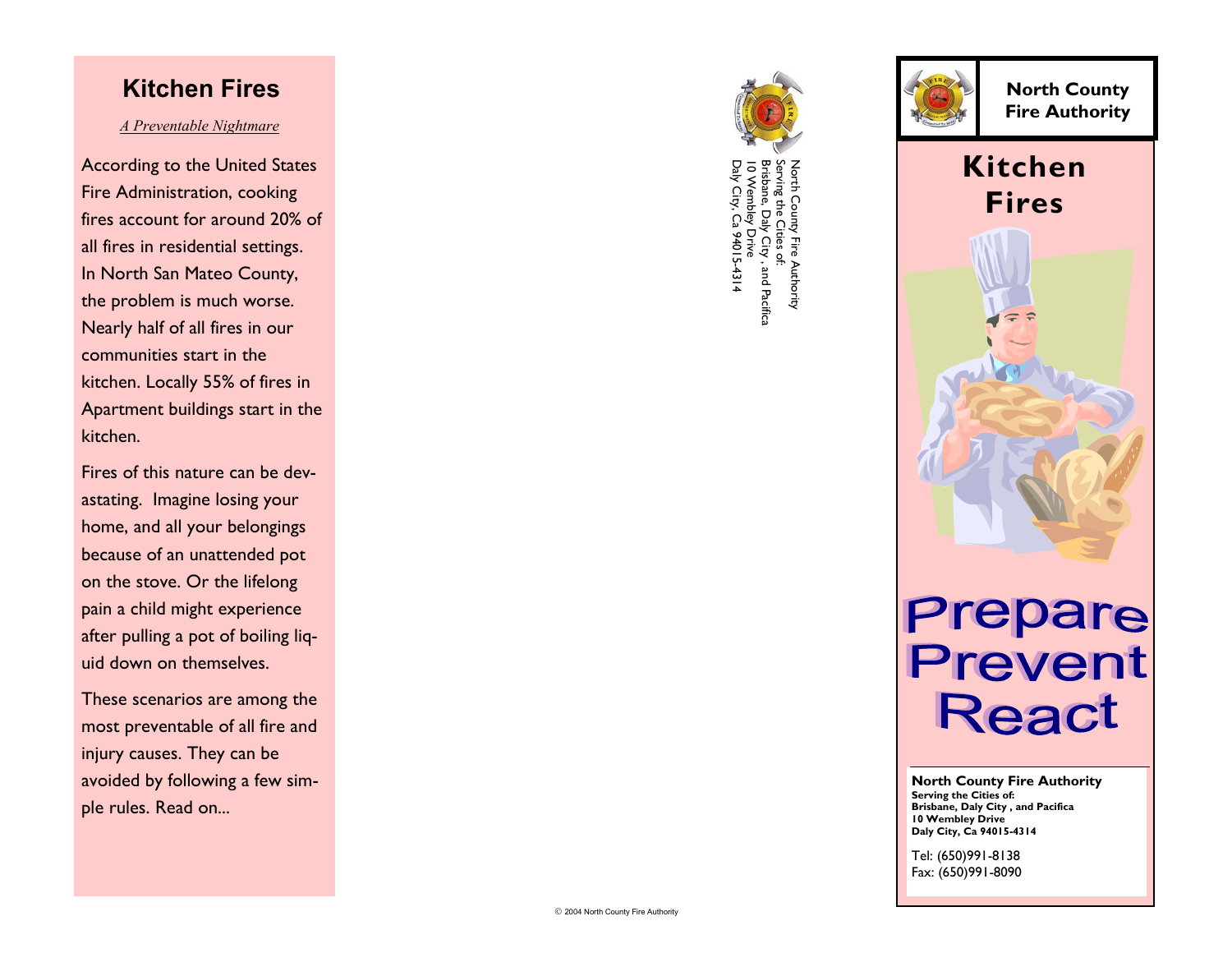## Kitchen Fires

*A Preventable Nightmare*

According to the United States Fire Administration, cooking fires account for around 20% of all fires in residential settings. In North San Mateo County, the problem is much worse. Nearly half of all fires in our communities start in the kitchen. Locally 55% of fires in Apartment buildings start in the kitchen.

Fires of this nature can be devastating. Imagine losing your home, and all your belongings because of an unattended pot on the stove. Or the lifelong pain a child might experience after pulling a pot of boiling liquid down on themselves.

These scenarios are among the most preventable of all fire and injury causes. They can be avoided by following a few simple rules. Read on...

North County Fire Authority
Serving the Cities of:
Brisbane, Daly City , and Pacifica
10 Wembley Drive
Daly City, Ca 94015-4314

© 2004 North County Fire Authority

**North County Fire Authority**

# Kitchen Fires

# Prepare Prevent React

**North County Fire Authority**
**Serving the Cities of:**
**Brisbane, Daly City , and Pacifica**
**10 Wembley Drive**
**Daly City, Ca 94015-4314**

Tel: (650)991-8138
Fax: (650)991-8090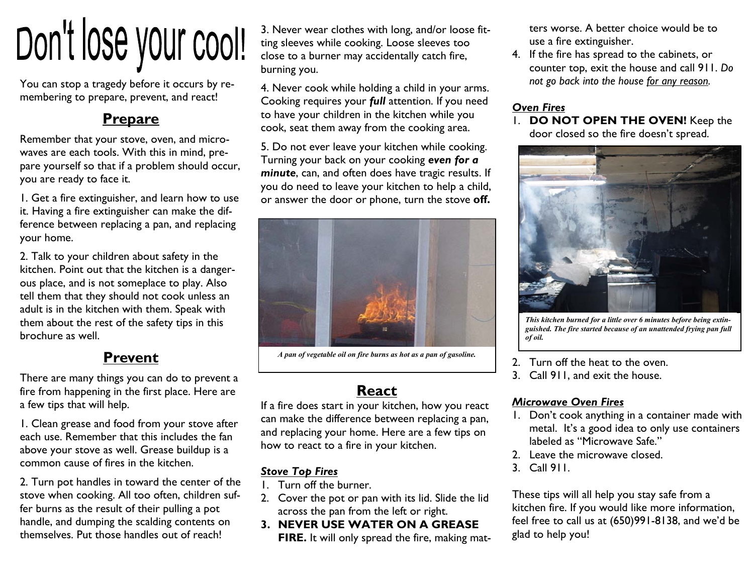# Don't lose your cool!

You can stop a tragedy before it occurs by remembering to prepare, prevent, and react!

## Prepare

Remember that your stove, oven, and microwaves are each tools. With this in mind, prepare yourself so that if a problem should occur, you are ready to face it.

1. Get a fire extinguisher, and learn how to use it. Having a fire extinguisher can make the difference between replacing a pan, and replacing your home.

2. Talk to your children about safety in the kitchen. Point out that the kitchen is a dangerous place, and is not someplace to play. Also tell them that they should not cook unless an adult is in the kitchen with them. Speak with them about the rest of the safety tips in this brochure as well.

## Prevent

There are many things you can do to prevent a fire from happening in the first place. Here are a few tips that will help.

1. Clean grease and food from your stove after each use. Remember that this includes the fan above your stove as well. Grease buildup is a common cause of fires in the kitchen.

2. Turn pot handles in toward the center of the stove when cooking. All too often, children suffer burns as the result of their pulling a pot handle, and dumping the scalding contents on themselves. Put those handles out of reach!

3. Never wear clothes with long, and/or loose fitting sleeves while cooking. Loose sleeves too close to a burner may accidentally catch fire, burning you.

4. Never cook while holding a child in your arms. Cooking requires your ***full*** attention. If you need to have your children in the kitchen while you cook, seat them away from the cooking area.

5. Do not ever leave your kitchen while cooking. Turning your back on your cooking ***even for a minute***, can, and often does have tragic results. If you do need to leave your kitchen to help a child, or answer the door or phone, turn the stove **off.**

*A pan of vegetable oil on fire burns as hot as a pan of gasoline.*

## React

If a fire does start in your kitchen, how you react can make the difference between replacing a pan, and replacing your home. Here are a few tips on how to react to a fire in your kitchen.

***Stove Top Fires***

1. Turn off the burner.
2. Cover the pot or pan with its lid. Slide the lid across the pan from the left or right.
3. **NEVER USE WATER ON A GREASE FIRE.** It will only spread the fire, making matters worse. A better choice would be to use a fire extinguisher.
4. If the fire has spread to the cabinets, or counter top, exit the house and call 911. *Do not go back into the house for any reason.*

***Oven Fires***

1. **DO NOT OPEN THE OVEN!** Keep the door closed so the fire doesn't spread.

*This kitchen burned for a little over 6 minutes before being extinguished. The fire started because of an unattended frying pan full of oil.*

2. Turn off the heat to the oven.
3. Call 911, and exit the house.

***Microwave Oven Fires***

1. Don't cook anything in a container made with metal. It's a good idea to only use containers labeled as "Microwave Safe."
2. Leave the microwave closed.
3. Call 911.

These tips will all help you stay safe from a kitchen fire. If you would like more information, feel free to call us at (650)991-8138, and we'd be glad to help you!